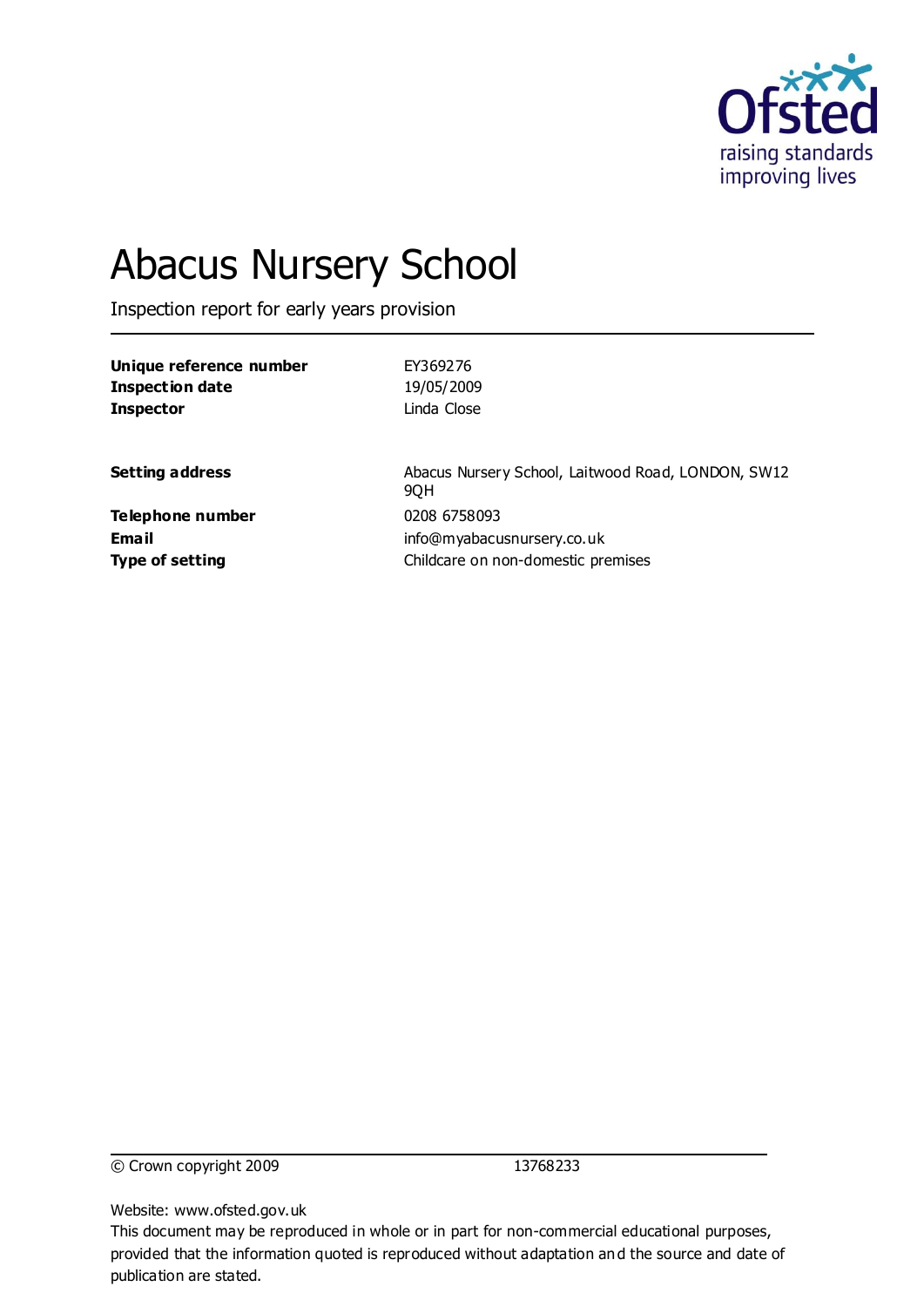# Abacus Nursery School

Inspection report for early years provision

| | |
|---|---|
| **Unique reference number** | EY369276 |
| **Inspection date** | 19/05/2009 |
| **Inspector** | Linda Close |

| | |
|---|---|
| **Setting address** | Abacus Nursery School, Laitwood Road, LONDON, SW12 9QH |
| **Telephone number** | 0208 6758093 |
| **Email** | info@myabacusnursery.co.uk |
| **Type of setting** | Childcare on non-domestic premises |

© Crown copyright 2009 13768233

Website: www.ofsted.gov.uk

This document may be reproduced in whole or in part for non-commercial educational purposes, provided that the information quoted is reproduced without adaptation and the source and date of publication are stated.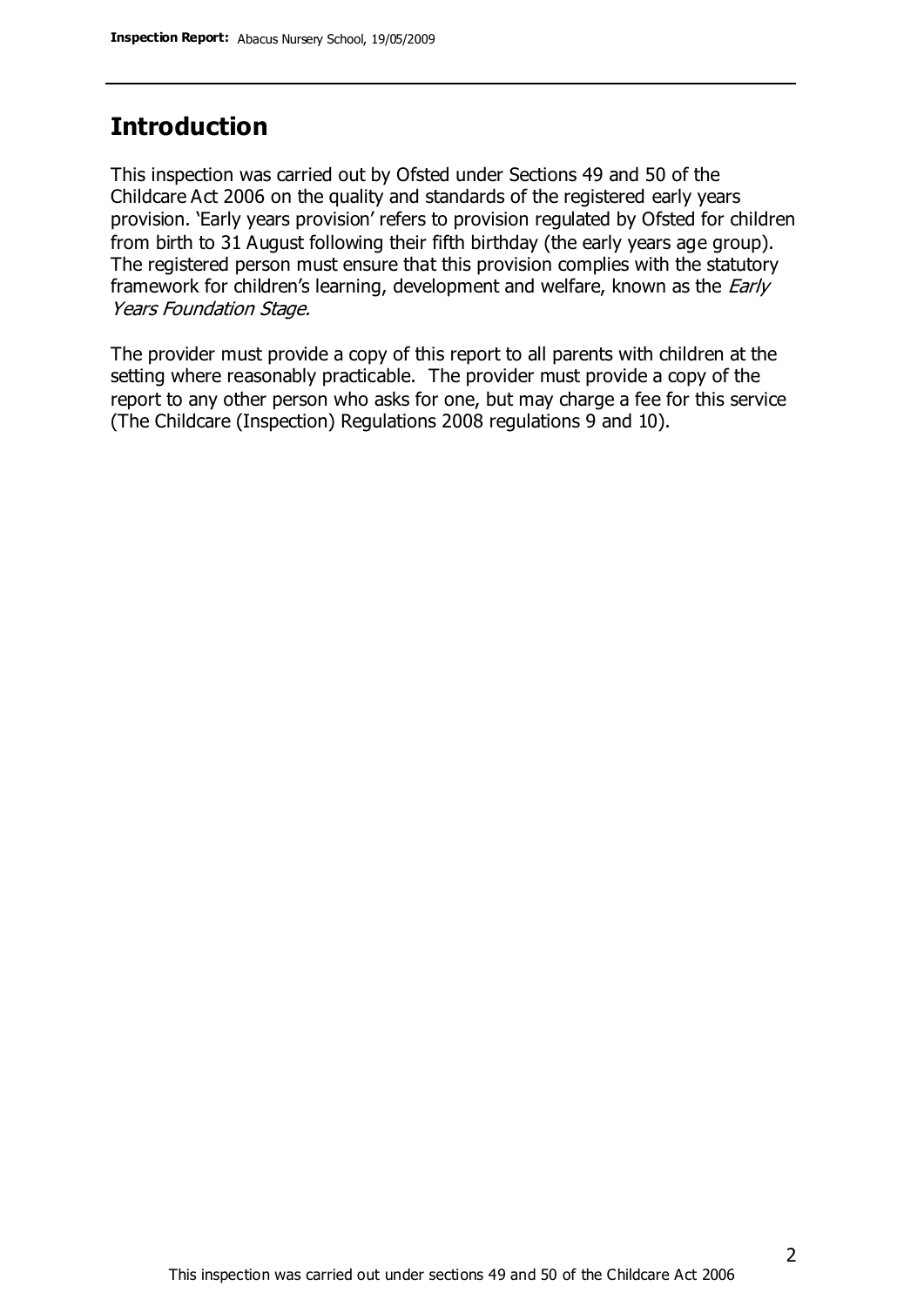## Introduction

This inspection was carried out by Ofsted under Sections 49 and 50 of the Childcare Act 2006 on the quality and standards of the registered early years provision. 'Early years provision' refers to provision regulated by Ofsted for children from birth to 31 August following their fifth birthday (the early years age group). The registered person must ensure that this provision complies with the statutory framework for children's learning, development and welfare, known as the *Early Years Foundation Stage.*

The provider must provide a copy of this report to all parents with children at the setting where reasonably practicable. The provider must provide a copy of the report to any other person who asks for one, but may charge a fee for this service (The Childcare (Inspection) Regulations 2008 regulations 9 and 10).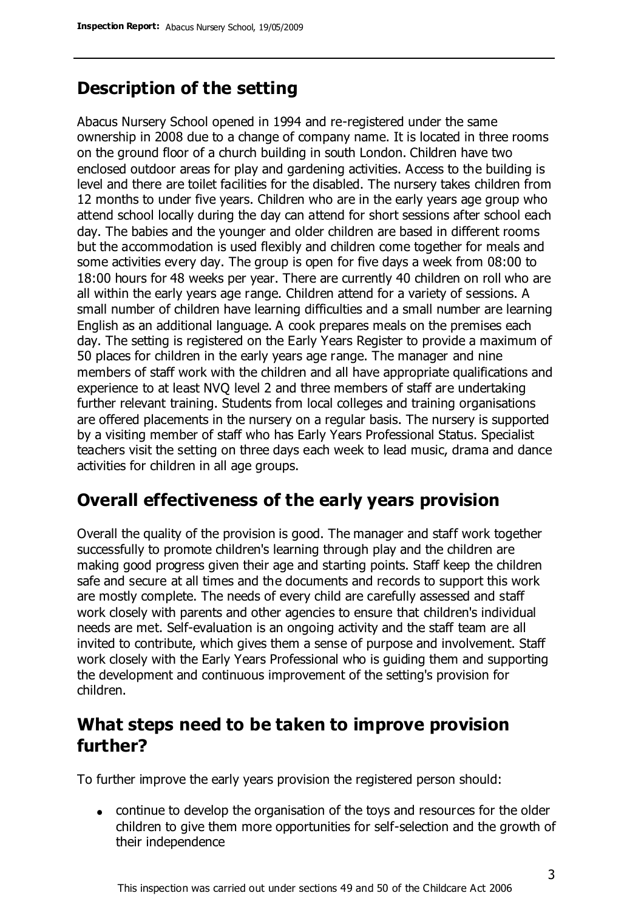## Description of the setting

Abacus Nursery School opened in 1994 and re-registered under the same ownership in 2008 due to a change of company name. It is located in three rooms on the ground floor of a church building in south London. Children have two enclosed outdoor areas for play and gardening activities. Access to the building is level and there are toilet facilities for the disabled. The nursery takes children from 12 months to under five years. Children who are in the early years age group who attend school locally during the day can attend for short sessions after school each day. The babies and the younger and older children are based in different rooms but the accommodation is used flexibly and children come together for meals and some activities every day. The group is open for five days a week from 08:00 to 18:00 hours for 48 weeks per year. There are currently 40 children on roll who are all within the early years age range. Children attend for a variety of sessions. A small number of children have learning difficulties and a small number are learning English as an additional language. A cook prepares meals on the premises each day. The setting is registered on the Early Years Register to provide a maximum of 50 places for children in the early years age range. The manager and nine members of staff work with the children and all have appropriate qualifications and experience to at least NVQ level 2 and three members of staff are undertaking further relevant training. Students from local colleges and training organisations are offered placements in the nursery on a regular basis. The nursery is supported by a visiting member of staff who has Early Years Professional Status. Specialist teachers visit the setting on three days each week to lead music, drama and dance activities for children in all age groups.

## Overall effectiveness of the early years provision

Overall the quality of the provision is good. The manager and staff work together successfully to promote children's learning through play and the children are making good progress given their age and starting points. Staff keep the children safe and secure at all times and the documents and records to support this work are mostly complete. The needs of every child are carefully assessed and staff work closely with parents and other agencies to ensure that children's individual needs are met. Self-evaluation is an ongoing activity and the staff team are all invited to contribute, which gives them a sense of purpose and involvement. Staff work closely with the Early Years Professional who is guiding them and supporting the development and continuous improvement of the setting's provision for children.

## What steps need to be taken to improve provision further?

To further improve the early years provision the registered person should:

- continue to develop the organisation of the toys and resources for the older children to give them more opportunities for self-selection and the growth of their independence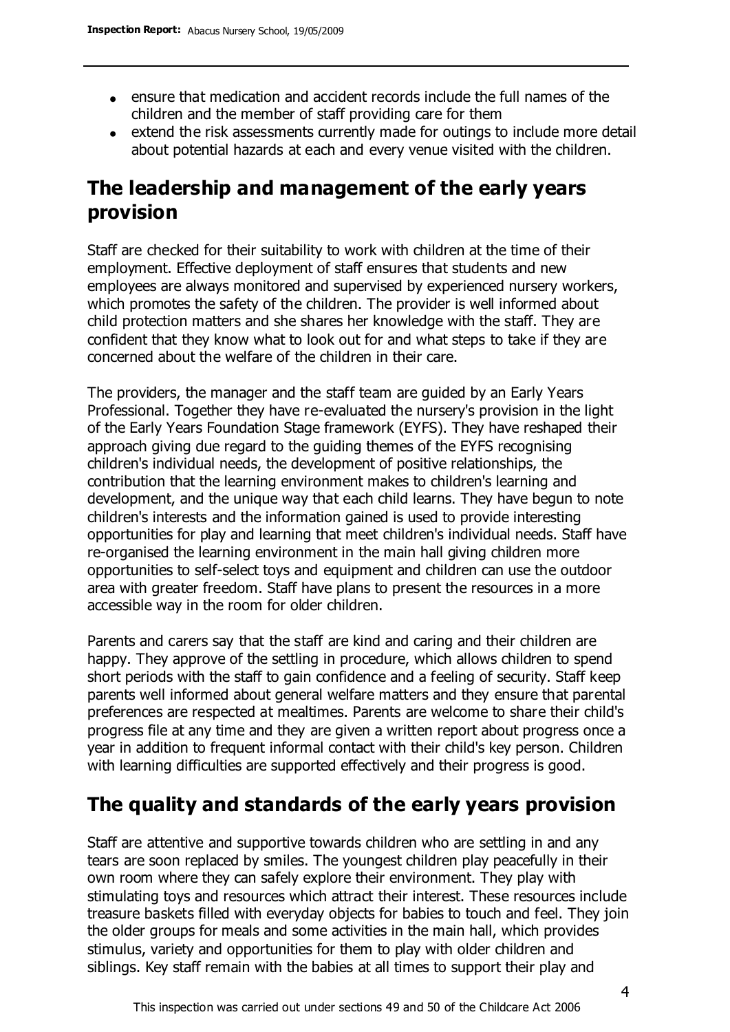- ensure that medication and accident records include the full names of the children and the member of staff providing care for them
- extend the risk assessments currently made for outings to include more detail about potential hazards at each and every venue visited with the children.

## The leadership and management of the early years provision

Staff are checked for their suitability to work with children at the time of their employment. Effective deployment of staff ensures that students and new employees are always monitored and supervised by experienced nursery workers, which promotes the safety of the children. The provider is well informed about child protection matters and she shares her knowledge with the staff. They are confident that they know what to look out for and what steps to take if they are concerned about the welfare of the children in their care.

The providers, the manager and the staff team are guided by an Early Years Professional. Together they have re-evaluated the nursery's provision in the light of the Early Years Foundation Stage framework (EYFS). They have reshaped their approach giving due regard to the guiding themes of the EYFS recognising children's individual needs, the development of positive relationships, the contribution that the learning environment makes to children's learning and development, and the unique way that each child learns. They have begun to note children's interests and the information gained is used to provide interesting opportunities for play and learning that meet children's individual needs. Staff have re-organised the learning environment in the main hall giving children more opportunities to self-select toys and equipment and children can use the outdoor area with greater freedom. Staff have plans to present the resources in a more accessible way in the room for older children.

Parents and carers say that the staff are kind and caring and their children are happy. They approve of the settling in procedure, which allows children to spend short periods with the staff to gain confidence and a feeling of security. Staff keep parents well informed about general welfare matters and they ensure that parental preferences are respected at mealtimes. Parents are welcome to share their child's progress file at any time and they are given a written report about progress once a year in addition to frequent informal contact with their child's key person. Children with learning difficulties are supported effectively and their progress is good.

## The quality and standards of the early years provision

Staff are attentive and supportive towards children who are settling in and any tears are soon replaced by smiles. The youngest children play peacefully in their own room where they can safely explore their environment. They play with stimulating toys and resources which attract their interest. These resources include treasure baskets filled with everyday objects for babies to touch and feel. They join the older groups for meals and some activities in the main hall, which provides stimulus, variety and opportunities for them to play with older children and siblings. Key staff remain with the babies at all times to support their play and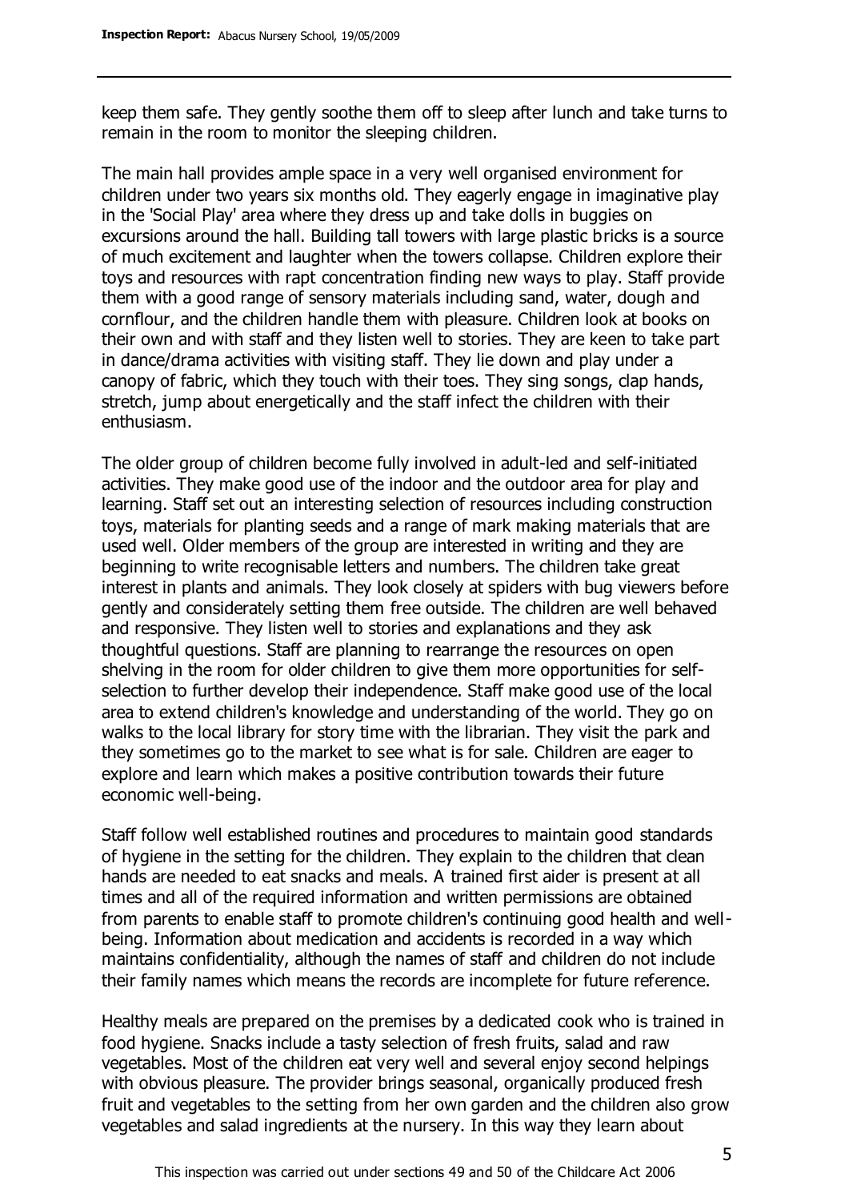keep them safe. They gently soothe them off to sleep after lunch and take turns to remain in the room to monitor the sleeping children.

The main hall provides ample space in a very well organised environment for children under two years six months old. They eagerly engage in imaginative play in the 'Social Play' area where they dress up and take dolls in buggies on excursions around the hall. Building tall towers with large plastic bricks is a source of much excitement and laughter when the towers collapse. Children explore their toys and resources with rapt concentration finding new ways to play. Staff provide them with a good range of sensory materials including sand, water, dough and cornflour, and the children handle them with pleasure. Children look at books on their own and with staff and they listen well to stories. They are keen to take part in dance/drama activities with visiting staff. They lie down and play under a canopy of fabric, which they touch with their toes. They sing songs, clap hands, stretch, jump about energetically and the staff infect the children with their enthusiasm.

The older group of children become fully involved in adult-led and self-initiated activities. They make good use of the indoor and the outdoor area for play and learning. Staff set out an interesting selection of resources including construction toys, materials for planting seeds and a range of mark making materials that are used well. Older members of the group are interested in writing and they are beginning to write recognisable letters and numbers. The children take great interest in plants and animals. They look closely at spiders with bug viewers before gently and considerately setting them free outside. The children are well behaved and responsive. They listen well to stories and explanations and they ask thoughtful questions. Staff are planning to rearrange the resources on open shelving in the room for older children to give them more opportunities for self-selection to further develop their independence. Staff make good use of the local area to extend children's knowledge and understanding of the world. They go on walks to the local library for story time with the librarian. They visit the park and they sometimes go to the market to see what is for sale. Children are eager to explore and learn which makes a positive contribution towards their future economic well-being.

Staff follow well established routines and procedures to maintain good standards of hygiene in the setting for the children. They explain to the children that clean hands are needed to eat snacks and meals. A trained first aider is present at all times and all of the required information and written permissions are obtained from parents to enable staff to promote children's continuing good health and well-being. Information about medication and accidents is recorded in a way which maintains confidentiality, although the names of staff and children do not include their family names which means the records are incomplete for future reference.

Healthy meals are prepared on the premises by a dedicated cook who is trained in food hygiene. Snacks include a tasty selection of fresh fruits, salad and raw vegetables. Most of the children eat very well and several enjoy second helpings with obvious pleasure. The provider brings seasonal, organically produced fresh fruit and vegetables to the setting from her own garden and the children also grow vegetables and salad ingredients at the nursery. In this way they learn about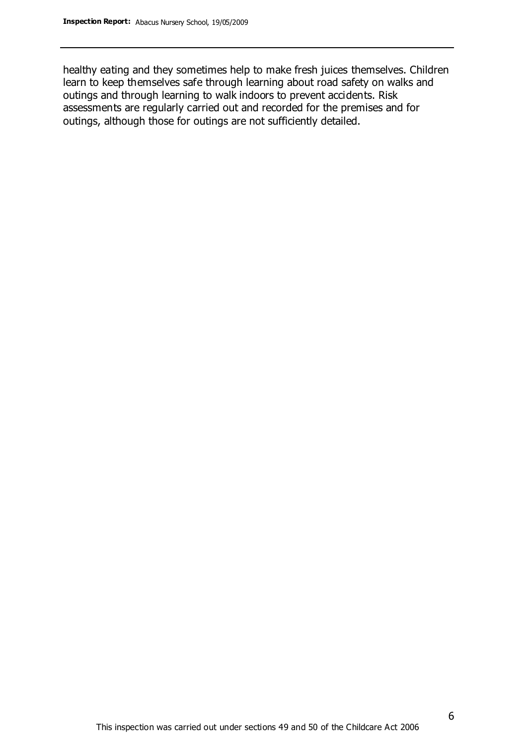healthy eating and they sometimes help to make fresh juices themselves. Children learn to keep themselves safe through learning about road safety on walks and outings and through learning to walk indoors to prevent accidents. Risk assessments are regularly carried out and recorded for the premises and for outings, although those for outings are not sufficiently detailed.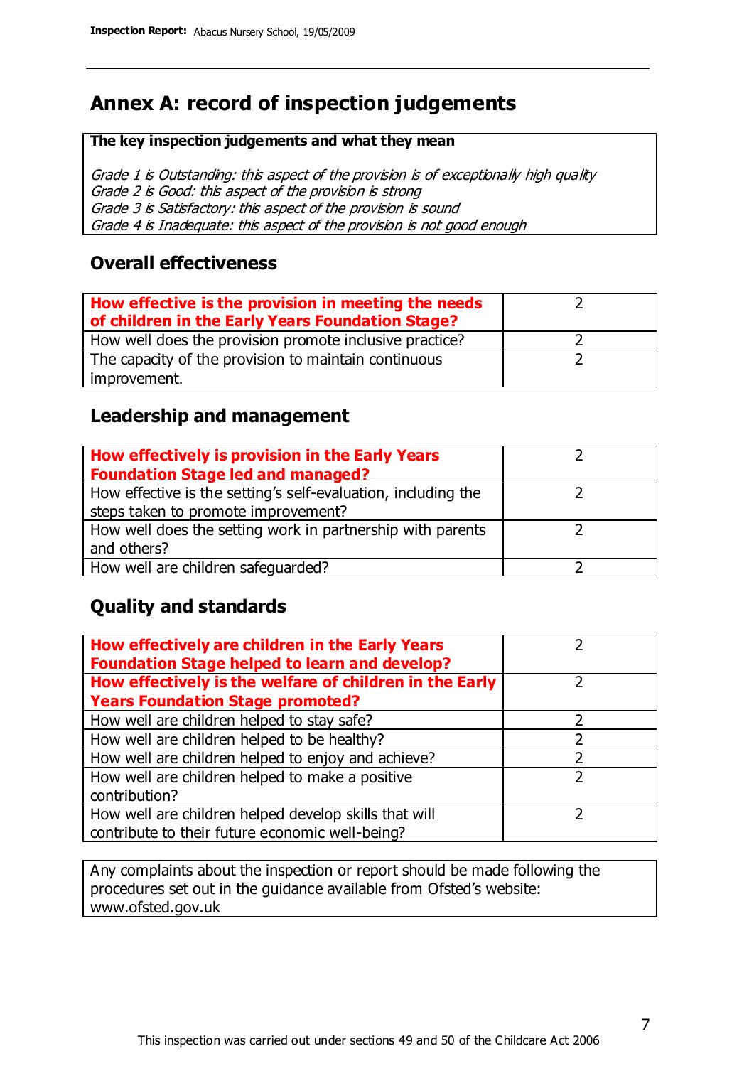## Annex A: record of inspection judgements

| |
|---|
| **The key inspection judgements and what they mean** |
| *Grade 1 is Outstanding: this aspect of the provision is of exceptionally high quality*<br>*Grade 2 is Good: this aspect of the provision is strong*<br>*Grade 3 is Satisfactory: this aspect of the provision is sound*<br>*Grade 4 is Inadequate: this aspect of the provision is not good enough* |

### Overall effectiveness

| | |
|---|---|
| **How effective is the provision in meeting the needs of children in the Early Years Foundation Stage?** | 2 |
| How well does the provision promote inclusive practice? | 2 |
| The capacity of the provision to maintain continuous improvement. | 2 |

### Leadership and management

| | |
|---|---|
| **How effectively is provision in the Early Years Foundation Stage led and managed?** | 2 |
| How effective is the setting's self-evaluation, including the steps taken to promote improvement? | 2 |
| How well does the setting work in partnership with parents and others? | 2 |
| How well are children safeguarded? | 2 |

### Quality and standards

| | |
|---|---|
| **How effectively are children in the Early Years Foundation Stage helped to learn and develop?** | 2 |
| **How effectively is the welfare of children in the Early Years Foundation Stage promoted?** | 2 |
| How well are children helped to stay safe? | 2 |
| How well are children helped to be healthy? | 2 |
| How well are children helped to enjoy and achieve? | 2 |
| How well are children helped to make a positive contribution? | 2 |
| How well are children helped develop skills that will contribute to their future economic well-being? | 2 |

Any complaints about the inspection or report should be made following the procedures set out in the guidance available from Ofsted's website: www.ofsted.gov.uk

This inspection was carried out under sections 49 and 50 of the Childcare Act 2006